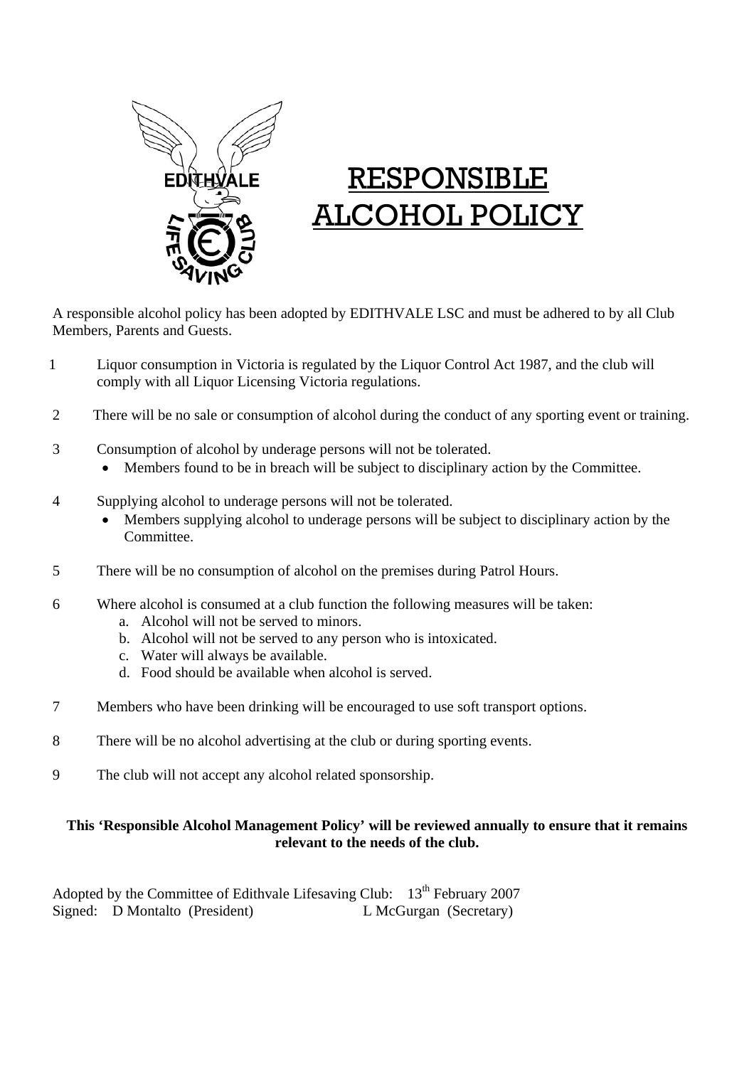# RESPONSIBLE ALCOHOL POLICY

A responsible alcohol policy has been adopted by EDITHVALE LSC and must be adhered to by all Club Members, Parents and Guests.

1. Liquor consumption in Victoria is regulated by the Liquor Control Act 1987, and the club will comply with all Liquor Licensing Victoria regulations.

2. There will be no sale or consumption of alcohol during the conduct of any sporting event or training.

3. Consumption of alcohol by underage persons will not be tolerated.
   - Members found to be in breach will be subject to disciplinary action by the Committee.

4. Supplying alcohol to underage persons will not be tolerated.
   - Members supplying alcohol to underage persons will be subject to disciplinary action by the Committee.

5. There will be no consumption of alcohol on the premises during Patrol Hours.

6. Where alcohol is consumed at a club function the following measures will be taken:
   a. Alcohol will not be served to minors.
   b. Alcohol will not be served to any person who is intoxicated.
   c. Water will always be available.
   d. Food should be available when alcohol is served.

7. Members who have been drinking will be encouraged to use soft transport options.

8. There will be no alcohol advertising at the club or during sporting events.

9. The club will not accept any alcohol related sponsorship.

**This 'Responsible Alcohol Management Policy' will be reviewed annually to ensure that it remains relevant to the needs of the club.**

Adopted by the Committee of Edithvale Lifesaving Club: 13th February 2007
Signed: D Montalto (President) L McGurgan (Secretary)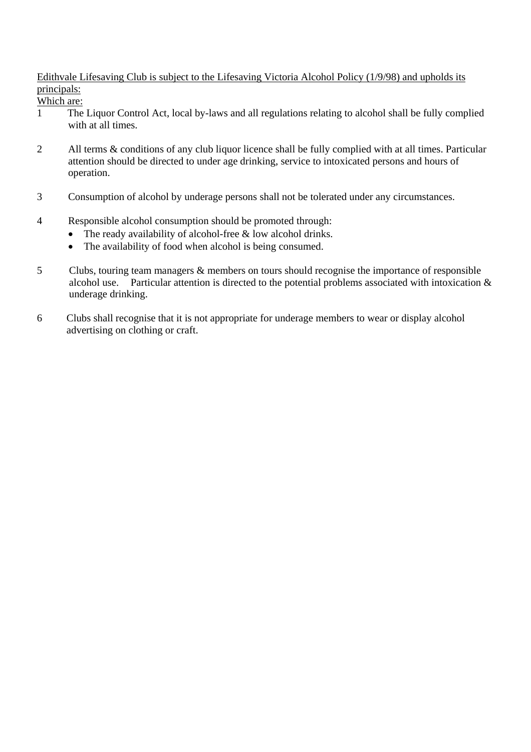Edithvale Lifesaving Club is subject to the Lifesaving Victoria Alcohol Policy (1/9/98) and upholds its principals:

Which are:

1. The Liquor Control Act, local by-laws and all regulations relating to alcohol shall be fully complied with at all times.

2. All terms & conditions of any club liquor licence shall be fully complied with at all times. Particular attention should be directed to under age drinking, service to intoxicated persons and hours of operation.

3. Consumption of alcohol by underage persons shall not be tolerated under any circumstances.

4. Responsible alcohol consumption should be promoted through:
   - The ready availability of alcohol-free & low alcohol drinks.
   - The availability of food when alcohol is being consumed.

5. Clubs, touring team managers & members on tours should recognise the importance of responsible alcohol use. Particular attention is directed to the potential problems associated with intoxication & underage drinking.

6. Clubs shall recognise that it is not appropriate for underage members to wear or display alcohol advertising on clothing or craft.